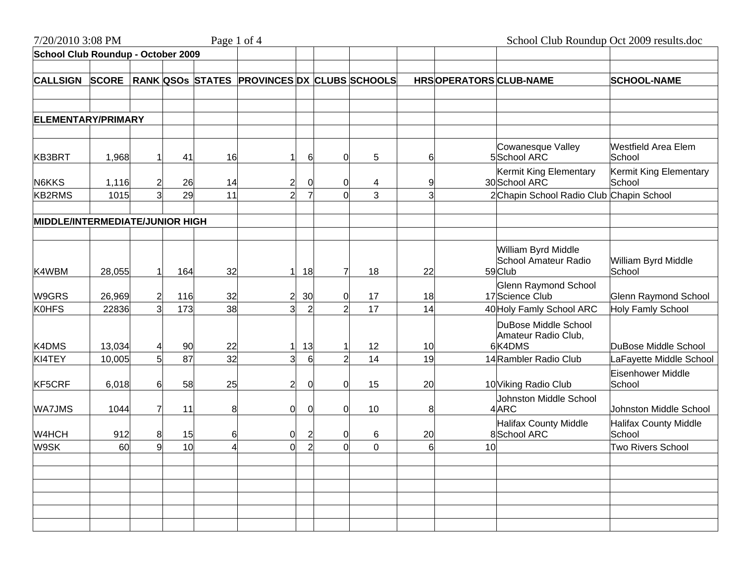## School Club Roundup - October 2009

| CALLSIGN | SCORE | RANK | QSOs | STATES | PROVINCES | DX | CLUBS | SCHOOLS | HRS | OPERATORS | CLUB-NAME | SCHOOL-NAME |
|---|---|---|---|---|---|---|---|---|---|---|---|---|
| **ELEMENTARY/PRIMARY** | | | | | | | | | | | | |
| KB3BRT | 1,968 | 1 | 41 | 16 | 1 | 6 | 0 | 5 | 6 | 5 | Cowanesque Valley School ARC | Westfield Area Elem School |
| N6KKS | 1,116 | 2 | 26 | 14 | 2 | 0 | 0 | 4 | 9 | 30 | Kermit King Elementary School ARC | Kermit King Elementary School |
| KB2RMS | 1015 | 3 | 29 | 11 | 2 | 7 | 0 | 3 | 3 | 2 | Chapin School Radio Club | Chapin School |
| **MIDDLE/INTERMEDIATE/JUNIOR HIGH** | | | | | | | | | | | | |
| K4WBM | 28,055 | 1 | 164 | 32 | 1 | 18 | 7 | 18 | 22 | 59 | William Byrd Middle School Amateur Radio Club | William Byrd Middle School |
| W9GRS | 26,969 | 2 | 116 | 32 | 2 | 30 | 0 | 17 | 18 | 17 | Glenn Raymond School Science Club | Glenn Raymond School |
| K0HFS | 22836 | 3 | 173 | 38 | 3 | 2 | 2 | 17 | 14 | 40 | Holy Famly School ARC | Holy Famly School |
| K4DMS | 13,034 | 4 | 90 | 22 | 1 | 13 | 1 | 12 | 10 | 6 | DuBose Middle School Amateur Radio Club, K4DMS | DuBose Middle School |
| KI4TEY | 10,005 | 5 | 87 | 32 | 3 | 6 | 2 | 14 | 19 | 14 | Rambler Radio Club | LaFayette Middle School |
| KF5CRF | 6,018 | 6 | 58 | 25 | 2 | 0 | 0 | 15 | 20 | 10 | Viking Radio Club | Eisenhower Middle School |
| WA7JMS | 1044 | 7 | 11 | 8 | 0 | 0 | 0 | 10 | 8 | 4 | Johnston Middle School ARC | Johnston Middle School |
| W4HCH | 912 | 8 | 15 | 6 | 0 | 2 | 0 | 6 | 20 | 8 | Halifax County Middle School ARC | Halifax County Middle School |
| W9SK | 60 | 9 | 10 | 4 | 0 | 2 | 0 | 0 | 6 | 10 | | Two Rivers School |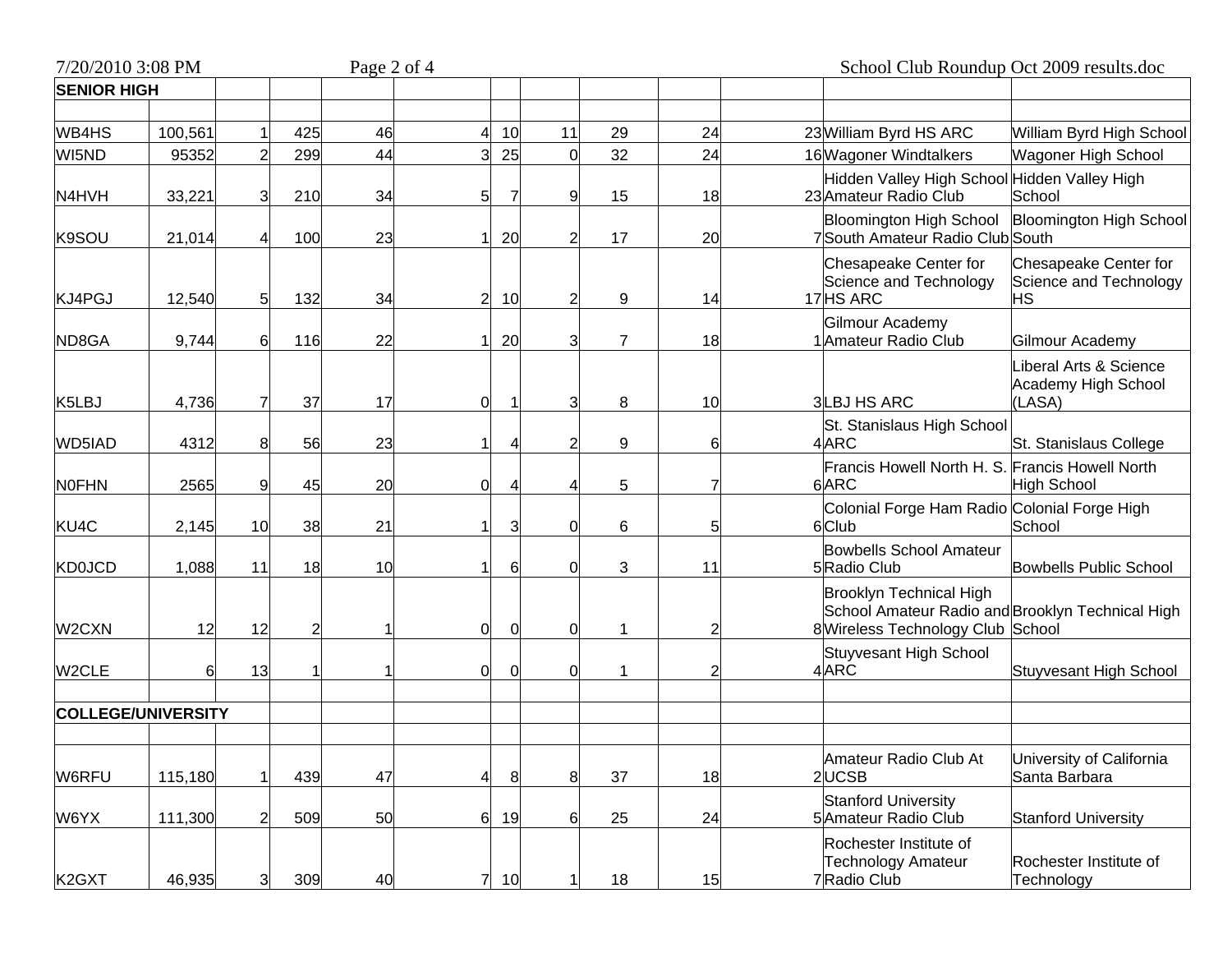| SENIOR HIGH | | | | | | | | | | | | |
|---|---|---|---|---|---|---|---|---|---|---|---|---|
| | | | | | | | | | | | | |
| WB4HS | 100,561 | 1 | 425 | 46 | 4 | 10 | 11 | 29 | 24 | 23 | William Byrd HS ARC | William Byrd High School |
| WI5ND | 95352 | 2 | 299 | 44 | 3 | 25 | 0 | 32 | 24 | 16 | Wagoner Windtalkers | Wagoner High School |
| N4HVH | 33,221 | 3 | 210 | 34 | 5 | 7 | 9 | 15 | 18 | 23 | Hidden Valley High School Amateur Radio Club | Hidden Valley High School |
| K9SOU | 21,014 | 4 | 100 | 23 | 1 | 20 | 2 | 17 | 20 | 7 | Bloomington High School South Amateur Radio Club | Bloomington High School South |
| KJ4PGJ | 12,540 | 5 | 132 | 34 | 2 | 10 | 2 | 9 | 14 | 17 | Chesapeake Center for Science and Technology HS ARC | Chesapeake Center for Science and Technology HS |
| ND8GA | 9,744 | 6 | 116 | 22 | 1 | 20 | 3 | 7 | 18 | 1 | Gilmour Academy Amateur Radio Club | Gilmour Academy |
| K5LBJ | 4,736 | 7 | 37 | 17 | 0 | 1 | 3 | 8 | 10 | 3 | LBJ HS ARC | Liberal Arts & Science Academy High School (LASA) |
| WD5IAD | 4312 | 8 | 56 | 23 | 1 | 4 | 2 | 9 | 6 | 4 | St. Stanislaus High School ARC | St. Stanislaus College |
| N0FHN | 2565 | 9 | 45 | 20 | 0 | 4 | 4 | 5 | 7 | 6 | Francis Howell North H. S. ARC | Francis Howell North High School |
| KU4C | 2,145 | 10 | 38 | 21 | 1 | 3 | 0 | 6 | 5 | 6 | Colonial Forge Ham Radio Club | Colonial Forge High School |
| KD0JCD | 1,088 | 11 | 18 | 10 | 1 | 6 | 0 | 3 | 11 | 5 | Bowbells School Amateur Radio Club | Bowbells Public School |
| W2CXN | 12 | 12 | 2 | 1 | 0 | 0 | 0 | 1 | 2 | 8 | Brooklyn Technical High School Amateur Radio and Wireless Technology Club | Brooklyn Technical High School |
| W2CLE | 6 | 13 | 1 | 1 | 0 | 0 | 0 | 1 | 2 | 4 | Stuyvesant High School ARC | Stuyvesant High School |
| | | | | | | | | | | | | |
| COLLEGE/UNIVERSITY | | | | | | | | | | | | |
| | | | | | | | | | | | | |
| W6RFU | 115,180 | 1 | 439 | 47 | 4 | 8 | 8 | 37 | 18 | 2 | Amateur Radio Club At UCSB | University of California Santa Barbara |
| W6YX | 111,300 | 2 | 509 | 50 | 6 | 19 | 6 | 25 | 24 | 5 | Stanford University Amateur Radio Club | Stanford University |
| K2GXT | 46,935 | 3 | 309 | 40 | 7 | 10 | 1 | 18 | 15 | 7 | Rochester Institute of Technology Amateur Radio Club | Rochester Institute of Technology |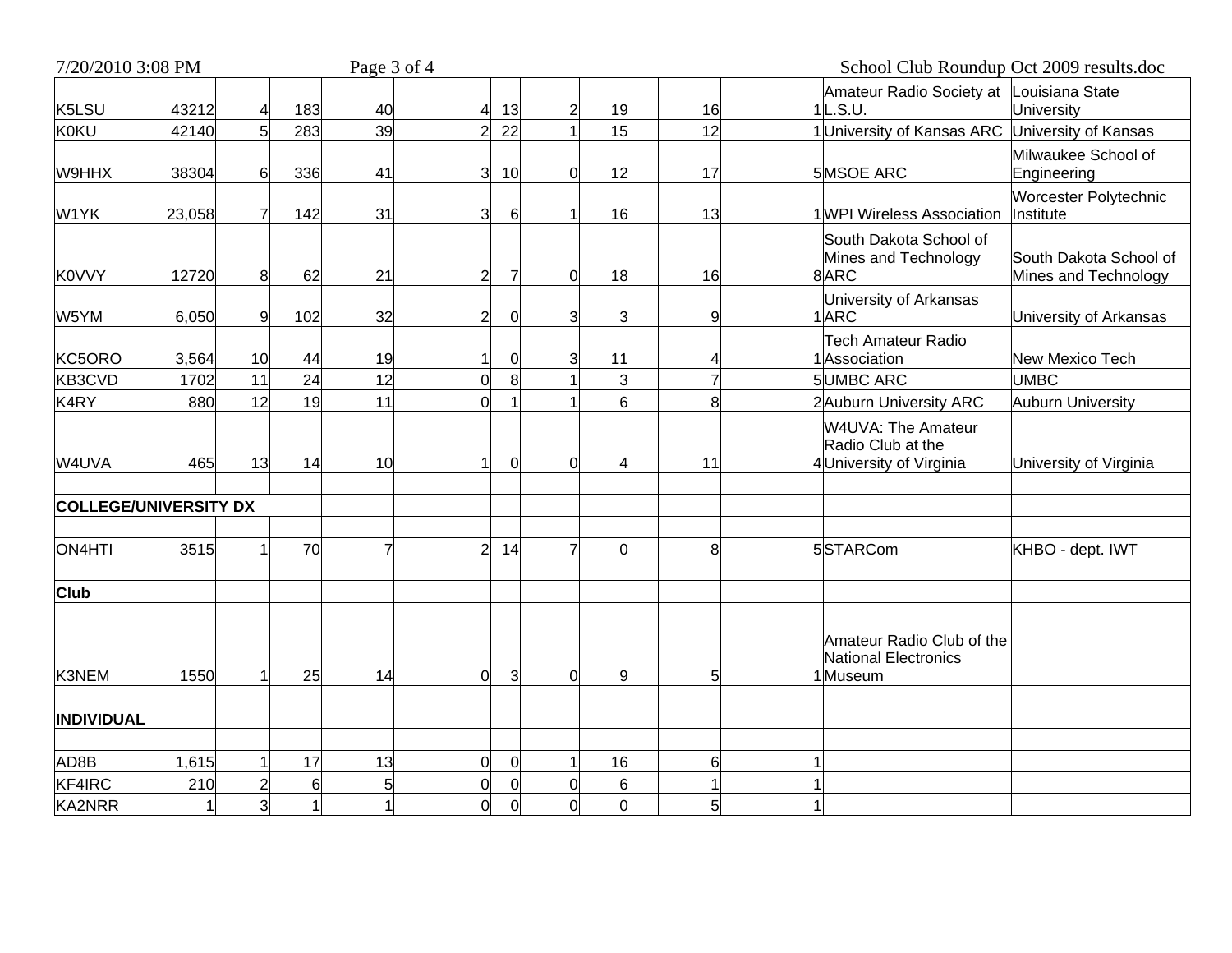| | | | | | | | | | | | | |
|---|---|---|---|---|---|---|---|---|---|---|---|---|
| K5LSU | 43212 | 4 | 183 | 40 | 4 | 13 | 2 | 19 | 16 | 1 | Amateur Radio Society at L.S.U. | Louisiana State University |
| K0KU | 42140 | 5 | 283 | 39 | 2 | 22 | 1 | 15 | 12 | 1 | University of Kansas ARC | University of Kansas |
| W9HHX | 38304 | 6 | 336 | 41 | 3 | 10 | 0 | 12 | 17 | 5 | MSOE ARC | Milwaukee School of Engineering |
| W1YK | 23,058 | 7 | 142 | 31 | 3 | 6 | 1 | 16 | 13 | 1 | WPI Wireless Association | Worcester Polytechnic Institute |
| K0VVY | 12720 | 8 | 62 | 21 | 2 | 7 | 0 | 18 | 16 | 8 | South Dakota School of Mines and Technology ARC | South Dakota School of Mines and Technology |
| W5YM | 6,050 | 9 | 102 | 32 | 2 | 0 | 3 | 3 | 9 | 1 | University of Arkansas ARC | University of Arkansas |
| KC5ORO | 3,564 | 10 | 44 | 19 | 1 | 0 | 3 | 11 | 4 | 1 | Tech Amateur Radio Association | New Mexico Tech |
| KB3CVD | 1702 | 11 | 24 | 12 | 0 | 8 | 1 | 3 | 7 | 5 | UMBC ARC | UMBC |
| K4RY | 880 | 12 | 19 | 11 | 0 | 1 | 1 | 6 | 8 | 2 | Auburn University ARC | Auburn University |
| W4UVA | 465 | 13 | 14 | 10 | 1 | 0 | 0 | 4 | 11 | 4 | W4UVA: The Amateur Radio Club at the University of Virginia | University of Virginia |
| | | | | | | | | | | | | |
| **COLLEGE/UNIVERSITY DX** | | | | | | | | | | | | |
| | | | | | | | | | | | | |
| ON4HTI | 3515 | 1 | 70 | 7 | 2 | 14 | 7 | 0 | 8 | 5 | STARCom | KHBO - dept. IWT |
| | | | | | | | | | | | | |
| **Club** | | | | | | | | | | | | |
| | | | | | | | | | | | | |
| K3NEM | 1550 | 1 | 25 | 14 | 0 | 3 | 0 | 9 | 5 | 1 | Amateur Radio Club of the National Electronics Museum | |
| | | | | | | | | | | | | |
| **INDIVIDUAL** | | | | | | | | | | | | |
| | | | | | | | | | | | | |
| AD8B | 1,615 | 1 | 17 | 13 | 0 | 0 | 1 | 16 | 6 | 1 | | |
| KF4IRC | 210 | 2 | 6 | 5 | 0 | 0 | 0 | 6 | 1 | 1 | | |
| KA2NRR | 1 | 3 | 1 | 1 | 0 | 0 | 0 | 0 | 5 | 1 | | |